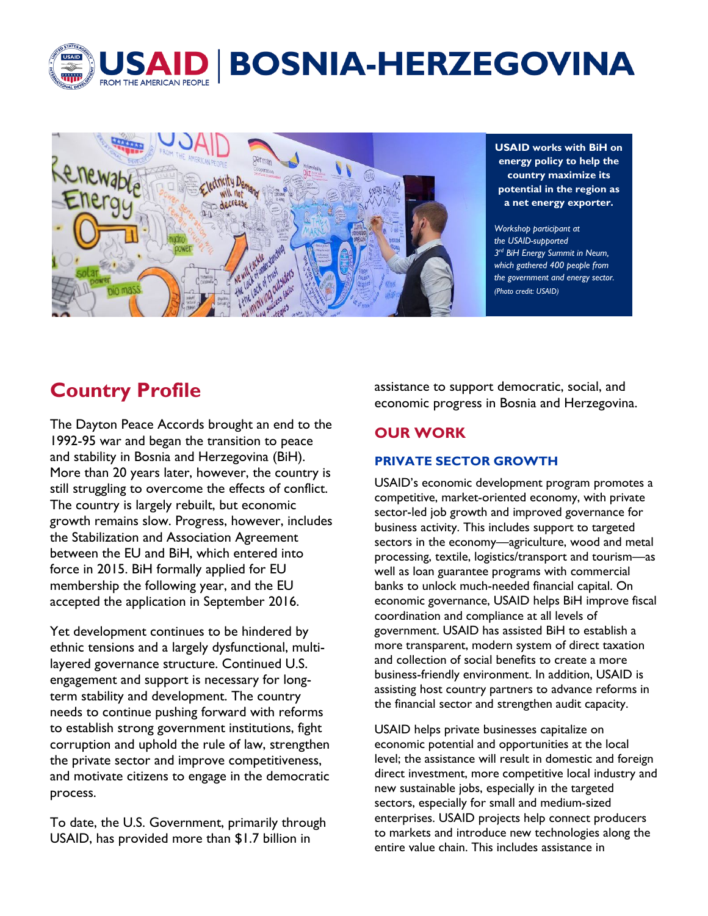# USAID | BOSNIA-HERZEGOVINA

FROM THE AMERICAN PEOPLE

**USAID works with BiH on energy policy to help the country maximize its potential in the region as a net energy exporter.**

*Workshop participant at the USAID-supported 3rd BiH Energy Summit in Neum, which gathered 400 people from the government and energy sector. (Photo credit: USAID)*

## Country Profile

The Dayton Peace Accords brought an end to the 1992-95 war and began the transition to peace and stability in Bosnia and Herzegovina (BiH). More than 20 years later, however, the country is still struggling to overcome the effects of conflict. The country is largely rebuilt, but economic growth remains slow. Progress, however, includes the Stabilization and Association Agreement between the EU and BiH, which entered into force in 2015. BiH formally applied for EU membership the following year, and the EU accepted the application in September 2016.

Yet development continues to be hindered by ethnic tensions and a largely dysfunctional, multi-layered governance structure. Continued U.S. engagement and support is necessary for long-term stability and development. The country needs to continue pushing forward with reforms to establish strong government institutions, fight corruption and uphold the rule of law, strengthen the private sector and improve competitiveness, and motivate citizens to engage in the democratic process.

To date, the U.S. Government, primarily through USAID, has provided more than $1.7 billion in assistance to support democratic, social, and economic progress in Bosnia and Herzegovina.

## OUR WORK

### PRIVATE SECTOR GROWTH

USAID's economic development program promotes a competitive, market-oriented economy, with private sector-led job growth and improved governance for business activity. This includes support to targeted sectors in the economy—agriculture, wood and metal processing, textile, logistics/transport and tourism—as well as loan guarantee programs with commercial banks to unlock much-needed financial capital. On economic governance, USAID helps BiH improve fiscal coordination and compliance at all levels of government. USAID has assisted BiH to establish a more transparent, modern system of direct taxation and collection of social benefits to create a more business-friendly environment. In addition, USAID is assisting host country partners to advance reforms in the financial sector and strengthen audit capacity.

USAID helps private businesses capitalize on economic potential and opportunities at the local level; the assistance will result in domestic and foreign direct investment, more competitive local industry and new sustainable jobs, especially in the targeted sectors, especially for small and medium-sized enterprises. USAID projects help connect producers to markets and introduce new technologies along the entire value chain. This includes assistance in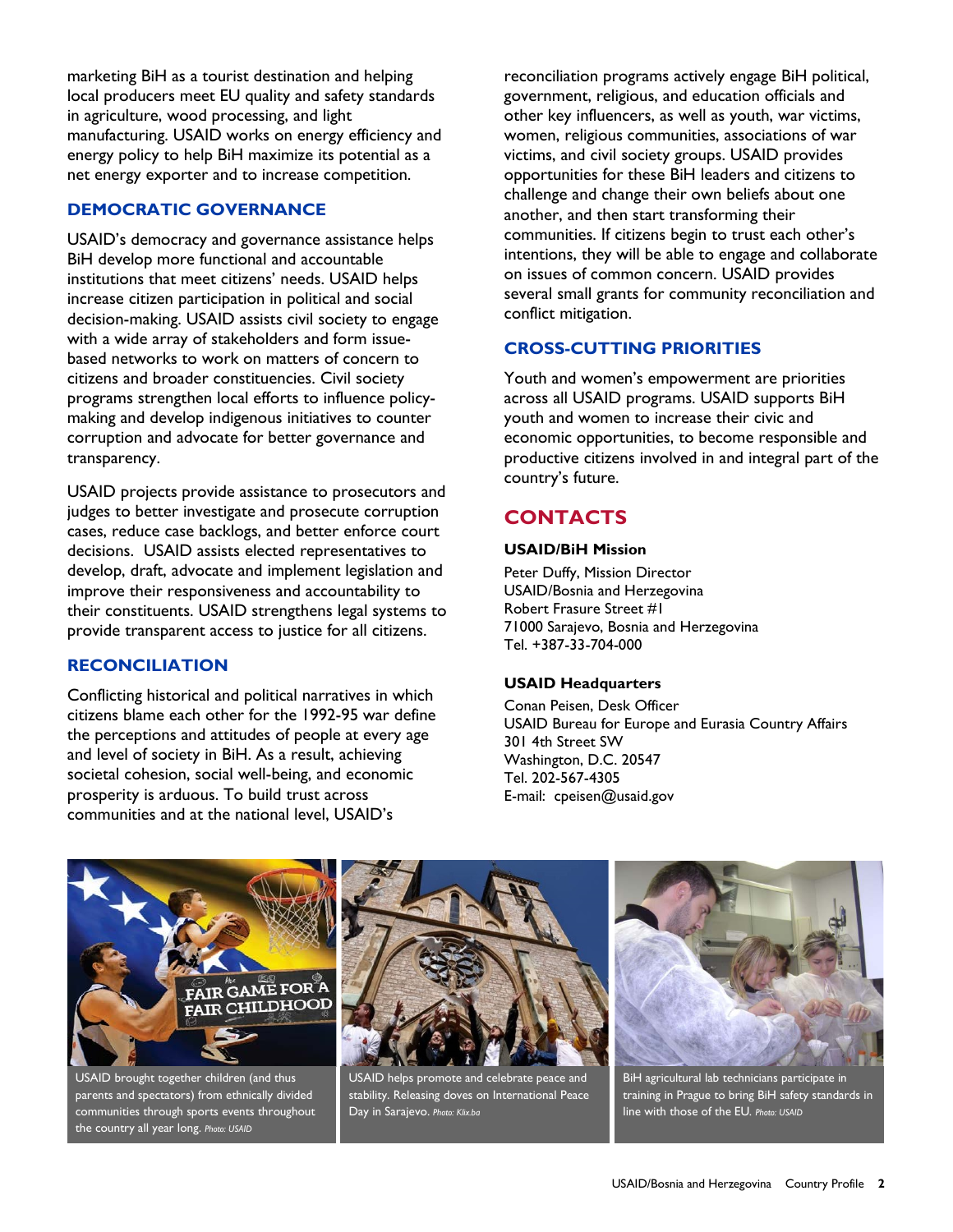marketing BiH as a tourist destination and helping local producers meet EU quality and safety standards in agriculture, wood processing, and light manufacturing. USAID works on energy efficiency and energy policy to help BiH maximize its potential as a net energy exporter and to increase competition.

## DEMOCRATIC GOVERNANCE

USAID's democracy and governance assistance helps BiH develop more functional and accountable institutions that meet citizens' needs. USAID helps increase citizen participation in political and social decision-making. USAID assists civil society to engage with a wide array of stakeholders and form issue-based networks to work on matters of concern to citizens and broader constituencies. Civil society programs strengthen local efforts to influence policy-making and develop indigenous initiatives to counter corruption and advocate for better governance and transparency.

USAID projects provide assistance to prosecutors and judges to better investigate and prosecute corruption cases, reduce case backlogs, and better enforce court decisions. USAID assists elected representatives to develop, draft, advocate and implement legislation and improve their responsiveness and accountability to their constituents. USAID strengthens legal systems to provide transparent access to justice for all citizens.

## RECONCILIATION

Conflicting historical and political narratives in which citizens blame each other for the 1992-95 war define the perceptions and attitudes of people at every age and level of society in BiH. As a result, achieving societal cohesion, social well-being, and economic prosperity is arduous. To build trust across communities and at the national level, USAID's reconciliation programs actively engage BiH political, government, religious, and education officials and other key influencers, as well as youth, war victims, women, religious communities, associations of war victims, and civil society groups. USAID provides opportunities for these BiH leaders and citizens to challenge and change their own beliefs about one another, and then start transforming their communities. If citizens begin to trust each other's intentions, they will be able to engage and collaborate on issues of common concern. USAID provides several small grants for community reconciliation and conflict mitigation.

## CROSS-CUTTING PRIORITIES

Youth and women's empowerment are priorities across all USAID programs. USAID supports BiH youth and women to increase their civic and economic opportunities, to become responsible and productive citizens involved in and integral part of the country's future.

# CONTACTS

**USAID/BiH Mission**

Peter Duffy, Mission Director
USAID/Bosnia and Herzegovina
Robert Frasure Street #1
71000 Sarajevo, Bosnia and Herzegovina
Tel. +387-33-704-000

**USAID Headquarters**

Conan Peisen, Desk Officer
USAID Bureau for Europe and Eurasia Country Affairs
301 4th Street SW
Washington, D.C. 20547
Tel. 202-567-4305
E-mail: cpeisen@usaid.gov

USAID brought together children (and thus parents and spectators) from ethnically divided communities through sports events throughout the country all year long. *Photo: USAID*

USAID helps promote and celebrate peace and stability. Releasing doves on International Peace Day in Sarajevo. *Photo: Klix.ba*

BiH agricultural lab technicians participate in training in Prague to bring BiH safety standards in line with those of the EU. *Photo: USAID*